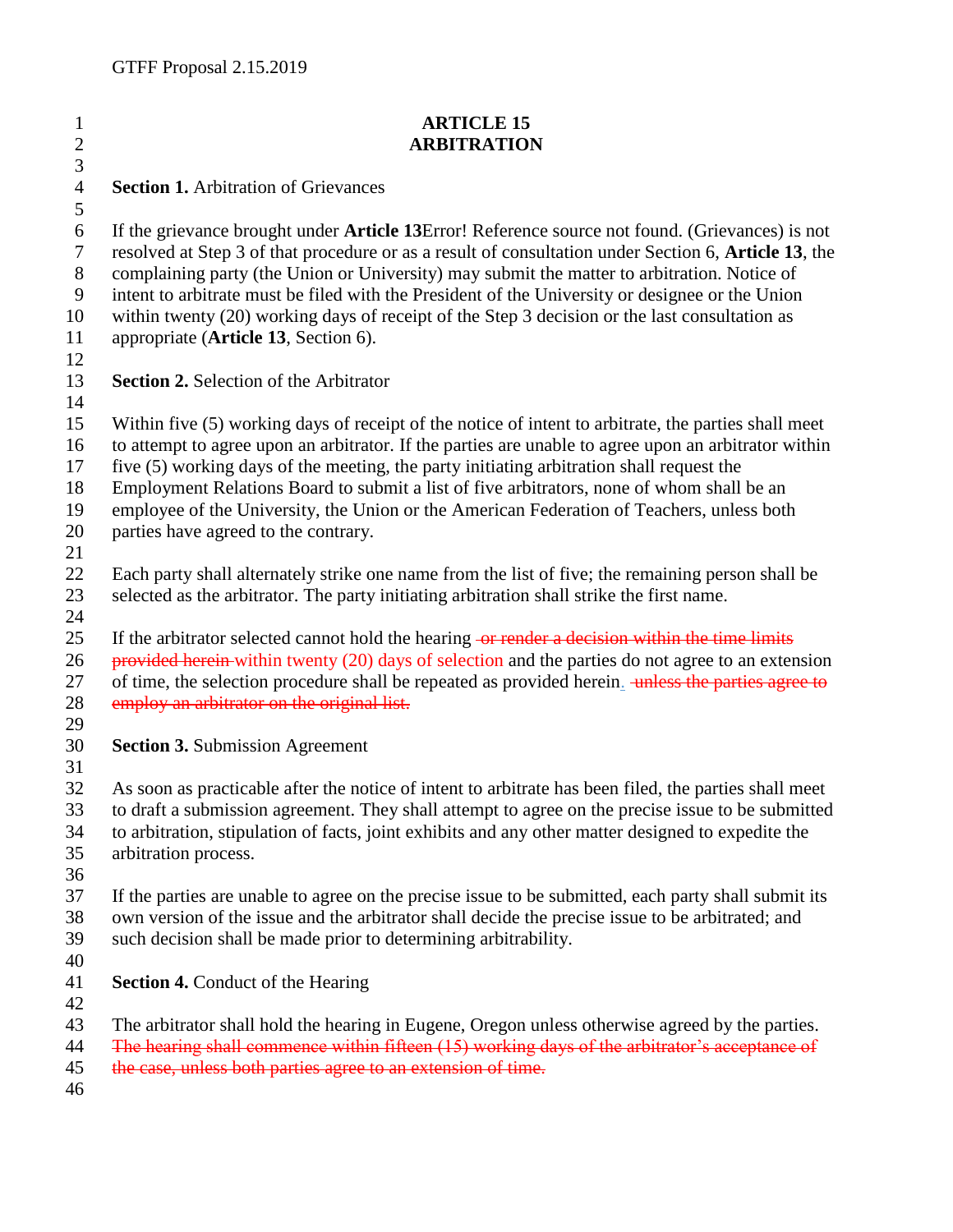GTFF Proposal 2.15.2019

# ARTICLE 15
# ARBITRATION

**Section 1.** Arbitration of Grievances

If the grievance brought under **Article 13**Error! Reference source not found. (Grievances) is not resolved at Step 3 of that procedure or as a result of consultation under Section 6, **Article 13**, the complaining party (the Union or University) may submit the matter to arbitration. Notice of intent to arbitrate must be filed with the President of the University or designee or the Union within twenty (20) working days of receipt of the Step 3 decision or the last consultation as appropriate (**Article 13**, Section 6).

**Section 2.** Selection of the Arbitrator

Within five (5) working days of receipt of the notice of intent to arbitrate, the parties shall meet to attempt to agree upon an arbitrator. If the parties are unable to agree upon an arbitrator within five (5) working days of the meeting, the party initiating arbitration shall request the Employment Relations Board to submit a list of five arbitrators, none of whom shall be an employee of the University, the Union or the American Federation of Teachers, unless both parties have agreed to the contrary.

Each party shall alternately strike one name from the list of five; the remaining person shall be selected as the arbitrator. The party initiating arbitration shall strike the first name.

If the arbitrator selected cannot hold the hearing ~~or render a decision within the time limits provided herein~~ within twenty (20) days of selection and the parties do not agree to an extension of time, the selection procedure shall be repeated as provided herein. ~~unless the parties agree to employ an arbitrator on the original list.~~

**Section 3.** Submission Agreement

As soon as practicable after the notice of intent to arbitrate has been filed, the parties shall meet to draft a submission agreement. They shall attempt to agree on the precise issue to be submitted to arbitration, stipulation of facts, joint exhibits and any other matter designed to expedite the arbitration process.

If the parties are unable to agree on the precise issue to be submitted, each party shall submit its own version of the issue and the arbitrator shall decide the precise issue to be arbitrated; and such decision shall be made prior to determining arbitrability.

**Section 4.** Conduct of the Hearing

The arbitrator shall hold the hearing in Eugene, Oregon unless otherwise agreed by the parties. ~~The hearing shall commence within fifteen (15) working days of the arbitrator's acceptance of the case, unless both parties agree to an extension of time.~~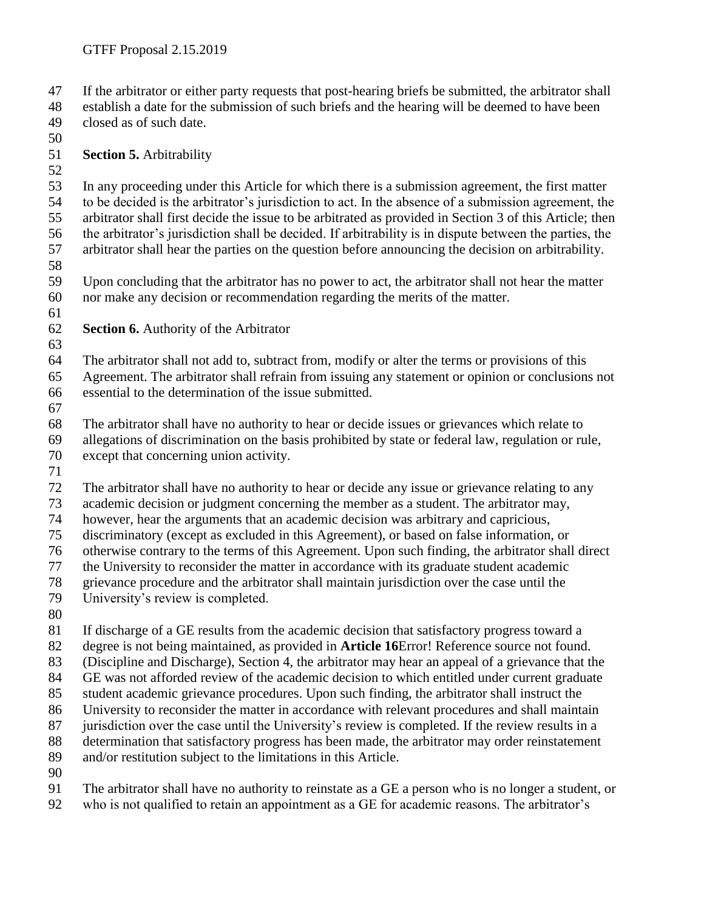If the arbitrator or either party requests that post-hearing briefs be submitted, the arbitrator shall establish a date for the submission of such briefs and the hearing will be deemed to have been closed as of such date.

**Section 5.** Arbitrability

In any proceeding under this Article for which there is a submission agreement, the first matter to be decided is the arbitrator's jurisdiction to act. In the absence of a submission agreement, the arbitrator shall first decide the issue to be arbitrated as provided in Section 3 of this Article; then the arbitrator's jurisdiction shall be decided. If arbitrability is in dispute between the parties, the arbitrator shall hear the parties on the question before announcing the decision on arbitrability.

Upon concluding that the arbitrator has no power to act, the arbitrator shall not hear the matter nor make any decision or recommendation regarding the merits of the matter.

**Section 6.** Authority of the Arbitrator

The arbitrator shall not add to, subtract from, modify or alter the terms or provisions of this Agreement. The arbitrator shall refrain from issuing any statement or opinion or conclusions not essential to the determination of the issue submitted.

The arbitrator shall have no authority to hear or decide issues or grievances which relate to allegations of discrimination on the basis prohibited by state or federal law, regulation or rule, except that concerning union activity.

The arbitrator shall have no authority to hear or decide any issue or grievance relating to any academic decision or judgment concerning the member as a student. The arbitrator may, however, hear the arguments that an academic decision was arbitrary and capricious, discriminatory (except as excluded in this Agreement), or based on false information, or otherwise contrary to the terms of this Agreement. Upon such finding, the arbitrator shall direct the University to reconsider the matter in accordance with its graduate student academic grievance procedure and the arbitrator shall maintain jurisdiction over the case until the University's review is completed.

If discharge of a GE results from the academic decision that satisfactory progress toward a degree is not being maintained, as provided in **Article 16**Error! Reference source not found. (Discipline and Discharge), Section 4, the arbitrator may hear an appeal of a grievance that the GE was not afforded review of the academic decision to which entitled under current graduate student academic grievance procedures. Upon such finding, the arbitrator shall instruct the University to reconsider the matter in accordance with relevant procedures and shall maintain jurisdiction over the case until the University's review is completed. If the review results in a determination that satisfactory progress has been made, the arbitrator may order reinstatement and/or restitution subject to the limitations in this Article.

The arbitrator shall have no authority to reinstate as a GE a person who is no longer a student, or who is not qualified to retain an appointment as a GE for academic reasons. The arbitrator's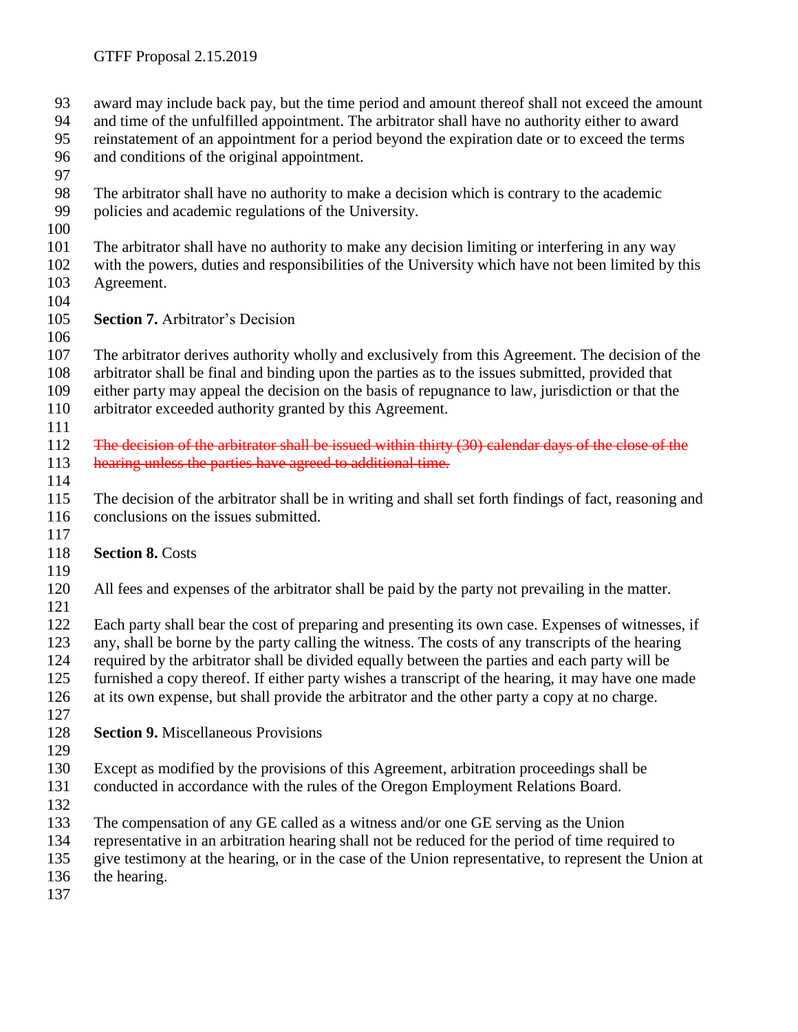award may include back pay, but the time period and amount thereof shall not exceed the amount and time of the unfulfilled appointment. The arbitrator shall have no authority either to award reinstatement of an appointment for a period beyond the expiration date or to exceed the terms and conditions of the original appointment.

The arbitrator shall have no authority to make a decision which is contrary to the academic policies and academic regulations of the University.

The arbitrator shall have no authority to make any decision limiting or interfering in any way with the powers, duties and responsibilities of the University which have not been limited by this Agreement.

**Section 7.** Arbitrator's Decision

The arbitrator derives authority wholly and exclusively from this Agreement. The decision of the arbitrator shall be final and binding upon the parties as to the issues submitted, provided that either party may appeal the decision on the basis of repugnance to law, jurisdiction or that the arbitrator exceeded authority granted by this Agreement.

~~The decision of the arbitrator shall be issued within thirty (30) calendar days of the close of the hearing unless the parties have agreed to additional time.~~

The decision of the arbitrator shall be in writing and shall set forth findings of fact, reasoning and conclusions on the issues submitted.

**Section 8.** Costs

All fees and expenses of the arbitrator shall be paid by the party not prevailing in the matter.

Each party shall bear the cost of preparing and presenting its own case. Expenses of witnesses, if any, shall be borne by the party calling the witness. The costs of any transcripts of the hearing required by the arbitrator shall be divided equally between the parties and each party will be furnished a copy thereof. If either party wishes a transcript of the hearing, it may have one made at its own expense, but shall provide the arbitrator and the other party a copy at no charge.

**Section 9.** Miscellaneous Provisions

Except as modified by the provisions of this Agreement, arbitration proceedings shall be conducted in accordance with the rules of the Oregon Employment Relations Board.

The compensation of any GE called as a witness and/or one GE serving as the Union representative in an arbitration hearing shall not be reduced for the period of time required to give testimony at the hearing, or in the case of the Union representative, to represent the Union at the hearing.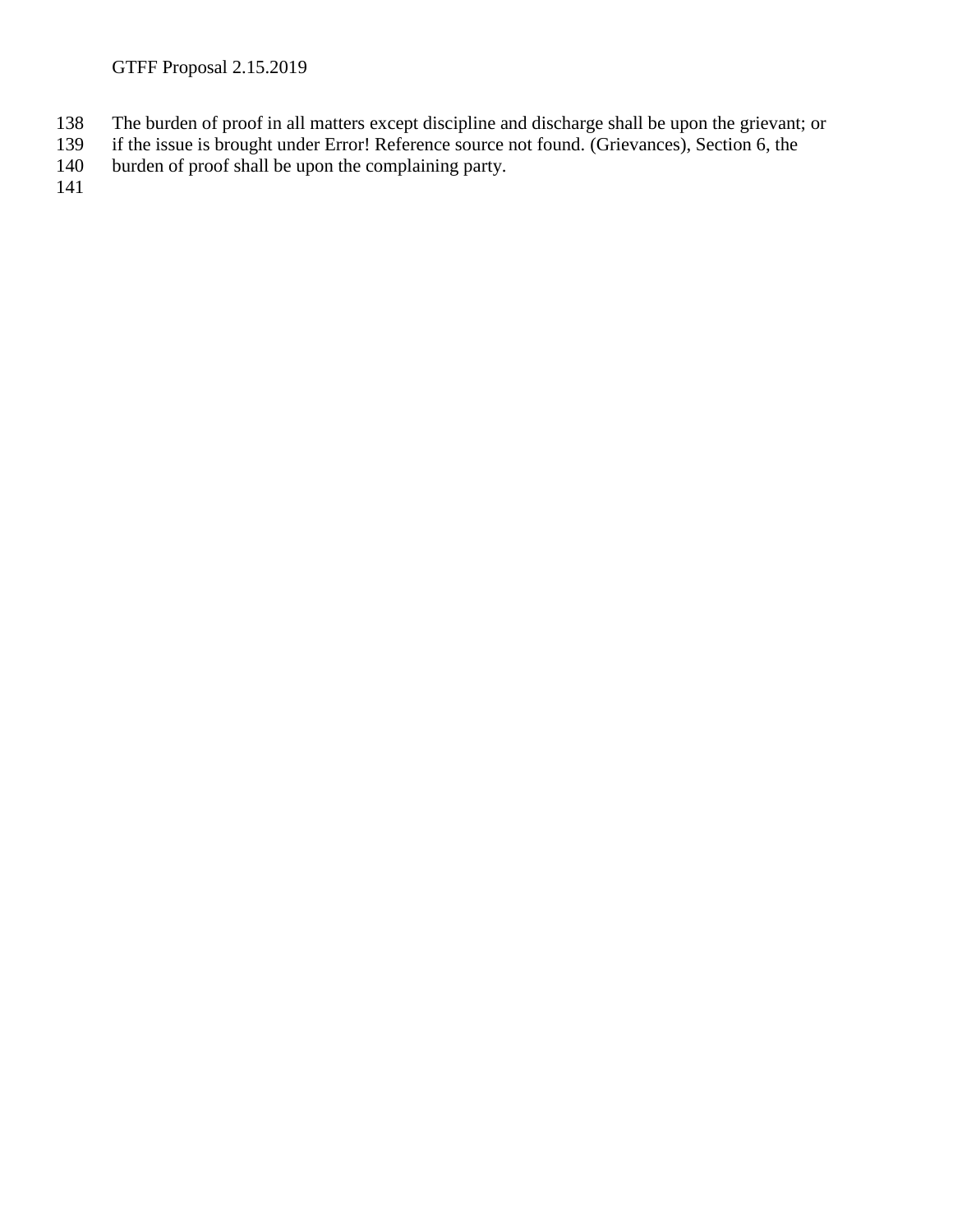The burden of proof in all matters except discipline and discharge shall be upon the grievant; or if the issue is brought under Error! Reference source not found. (Grievances), Section 6, the burden of proof shall be upon the complaining party.